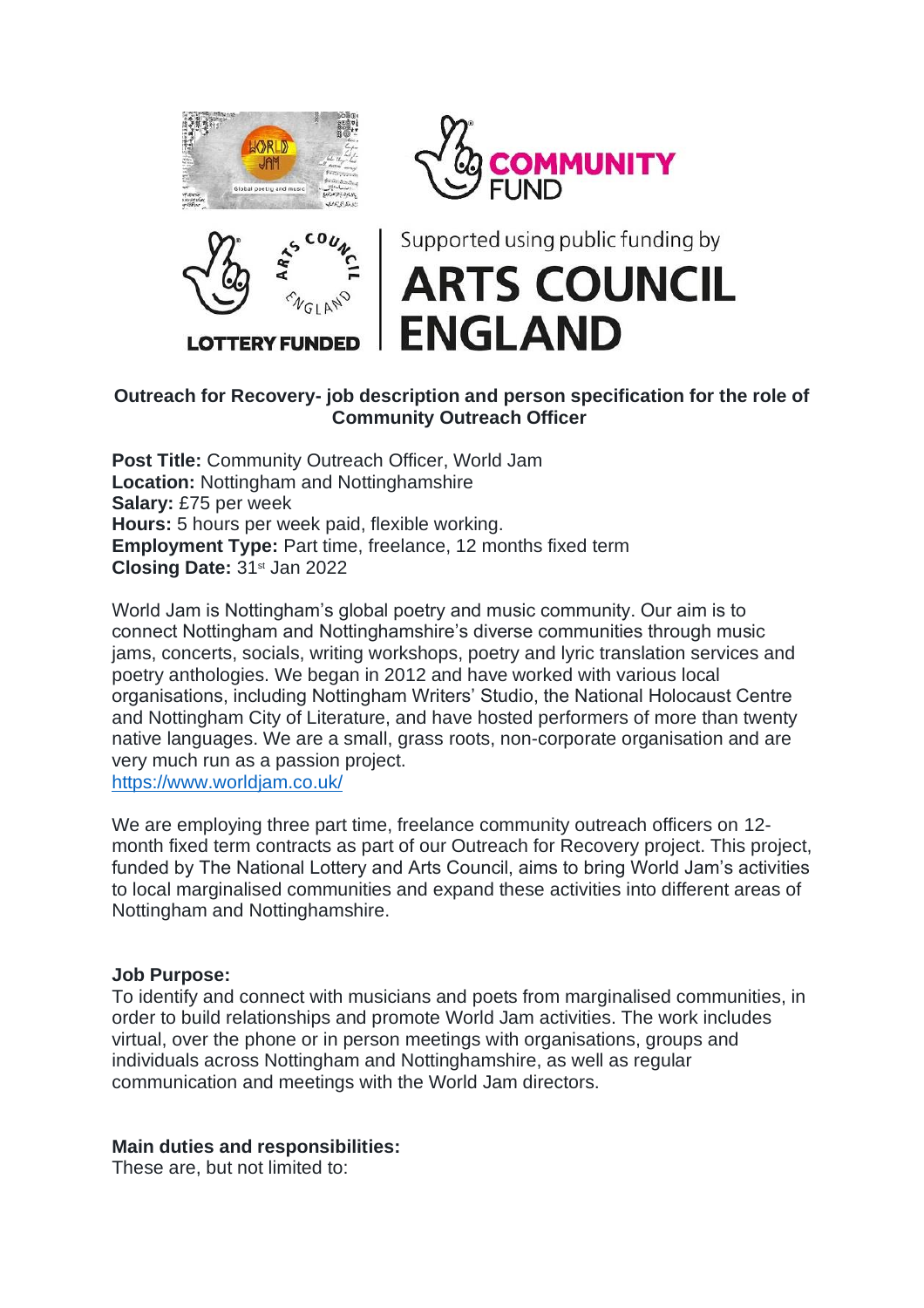**Outreach for Recovery- job description and person specification for the role of Community Outreach Officer**

**Post Title:** Community Outreach Officer, World Jam
**Location:** Nottingham and Nottinghamshire
**Salary:** £75 per week
**Hours:** 5 hours per week paid, flexible working.
**Employment Type:** Part time, freelance, 12 months fixed term
**Closing Date:** 31st Jan 2022

World Jam is Nottingham's global poetry and music community. Our aim is to connect Nottingham and Nottinghamshire's diverse communities through music jams, concerts, socials, writing workshops, poetry and lyric translation services and poetry anthologies. We began in 2012 and have worked with various local organisations, including Nottingham Writers' Studio, the National Holocaust Centre and Nottingham City of Literature, and have hosted performers of more than twenty native languages. We are a small, grass roots, non-corporate organisation and are very much run as a passion project.
https://www.worldjam.co.uk/

We are employing three part time, freelance community outreach officers on 12-month fixed term contracts as part of our Outreach for Recovery project. This project, funded by The National Lottery and Arts Council, aims to bring World Jam's activities to local marginalised communities and expand these activities into different areas of Nottingham and Nottinghamshire.

**Job Purpose:**
To identify and connect with musicians and poets from marginalised communities, in order to build relationships and promote World Jam activities. The work includes virtual, over the phone or in person meetings with organisations, groups and individuals across Nottingham and Nottinghamshire, as well as regular communication and meetings with the World Jam directors.

**Main duties and responsibilities:**
These are, but not limited to: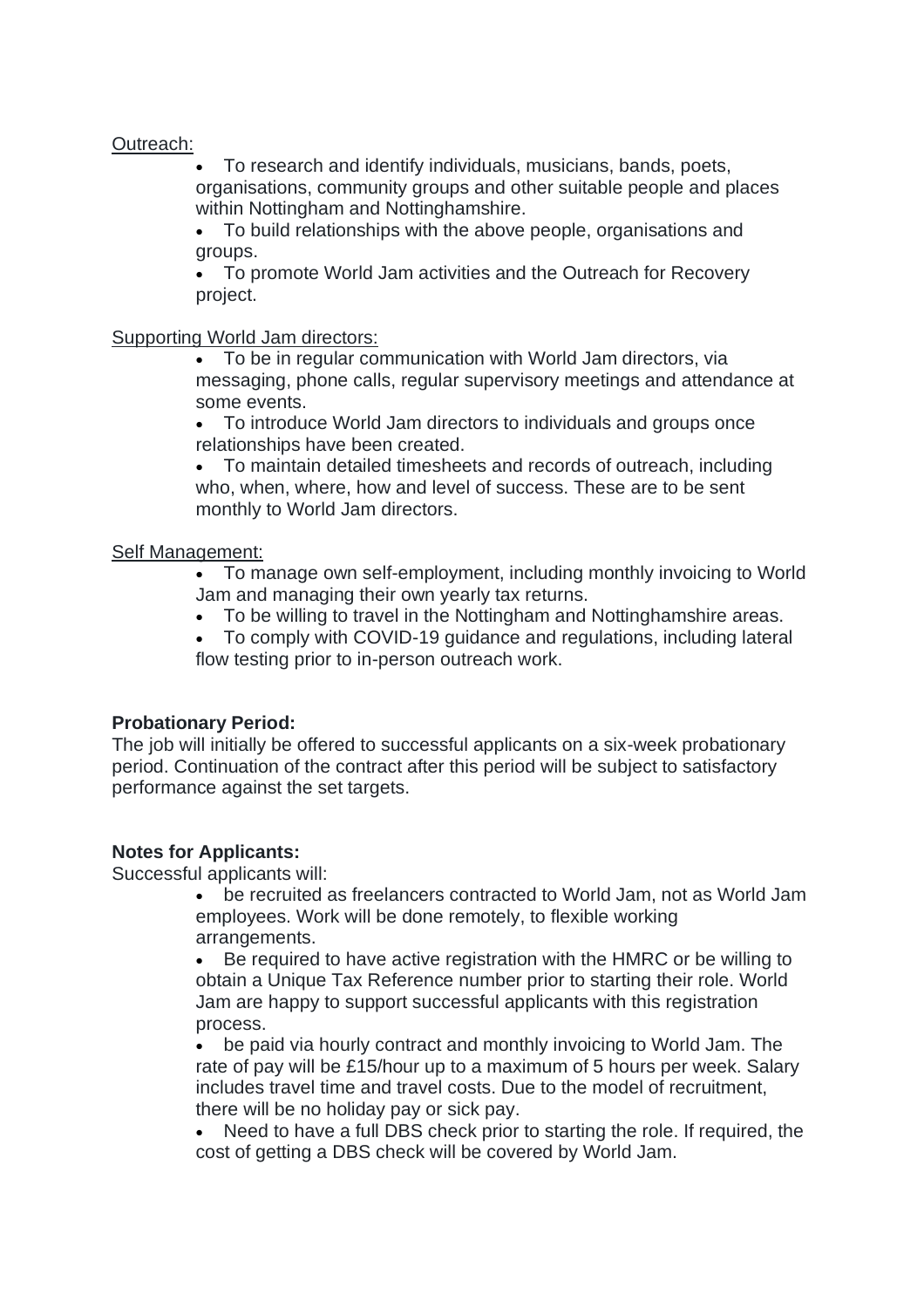Outreach:

- To research and identify individuals, musicians, bands, poets, organisations, community groups and other suitable people and places within Nottingham and Nottinghamshire.
- To build relationships with the above people, organisations and groups.
- To promote World Jam activities and the Outreach for Recovery project.

Supporting World Jam directors:

- To be in regular communication with World Jam directors, via messaging, phone calls, regular supervisory meetings and attendance at some events.
- To introduce World Jam directors to individuals and groups once relationships have been created.
- To maintain detailed timesheets and records of outreach, including who, when, where, how and level of success. These are to be sent monthly to World Jam directors.

Self Management:

- To manage own self-employment, including monthly invoicing to World Jam and managing their own yearly tax returns.
- To be willing to travel in the Nottingham and Nottinghamshire areas.
- To comply with COVID-19 guidance and regulations, including lateral flow testing prior to in-person outreach work.

**Probationary Period:**

The job will initially be offered to successful applicants on a six-week probationary period. Continuation of the contract after this period will be subject to satisfactory performance against the set targets.

**Notes for Applicants:**

Successful applicants will:

- be recruited as freelancers contracted to World Jam, not as World Jam employees. Work will be done remotely, to flexible working arrangements.
- Be required to have active registration with the HMRC or be willing to obtain a Unique Tax Reference number prior to starting their role. World Jam are happy to support successful applicants with this registration process.
- be paid via hourly contract and monthly invoicing to World Jam. The rate of pay will be £15/hour up to a maximum of 5 hours per week. Salary includes travel time and travel costs. Due to the model of recruitment, there will be no holiday pay or sick pay.
- Need to have a full DBS check prior to starting the role. If required, the cost of getting a DBS check will be covered by World Jam.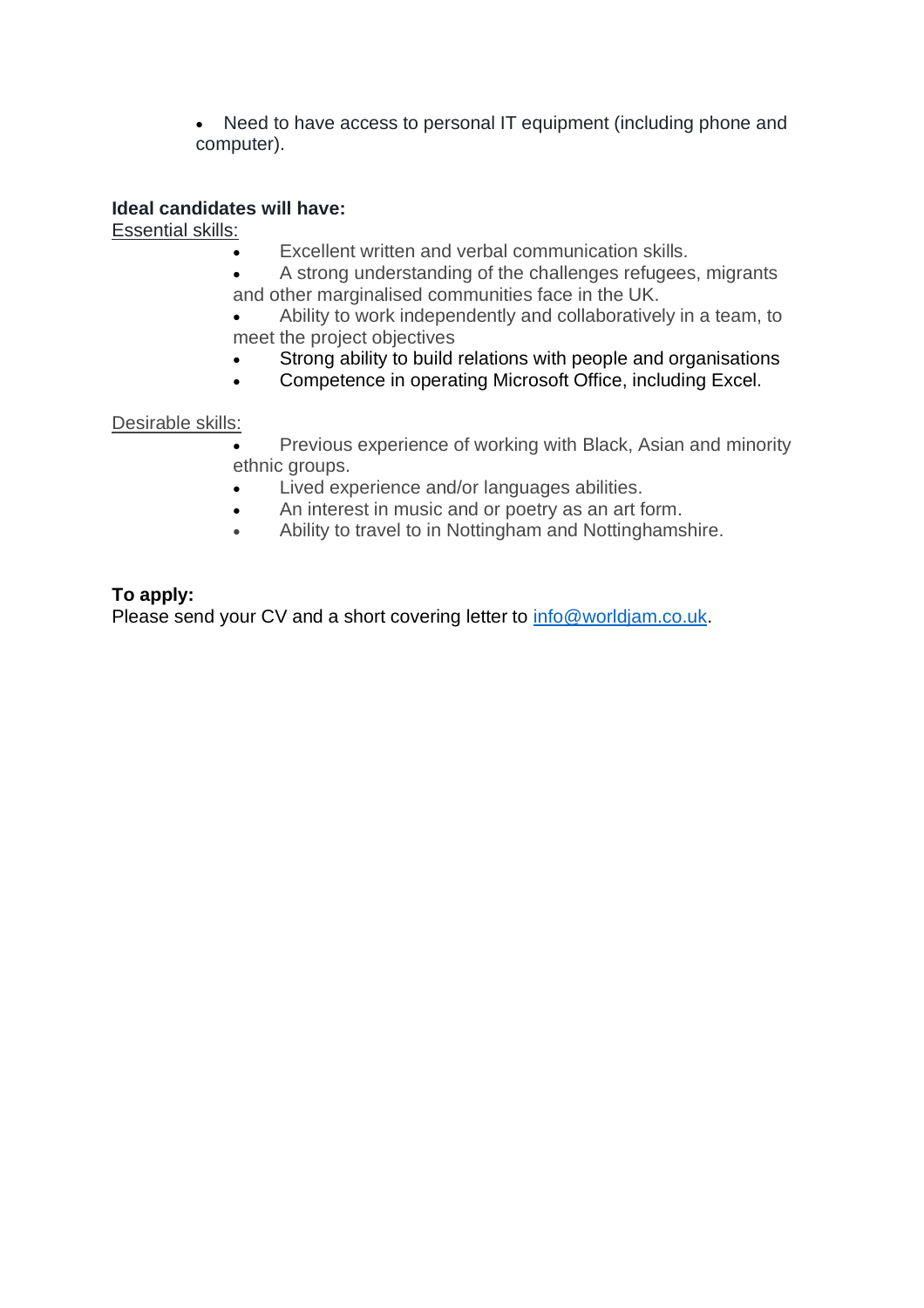- Need to have access to personal IT equipment (including phone and computer).

**Ideal candidates will have:**

Essential skills:

- Excellent written and verbal communication skills.
- A strong understanding of the challenges refugees, migrants and other marginalised communities face in the UK.
- Ability to work independently and collaboratively in a team, to meet the project objectives
- Strong ability to build relations with people and organisations
- Competence in operating Microsoft Office, including Excel.

Desirable skills:

- Previous experience of working with Black, Asian and minority ethnic groups.
- Lived experience and/or languages abilities.
- An interest in music and or poetry as an art form.
- Ability to travel to in Nottingham and Nottinghamshire.

**To apply:**

Please send your CV and a short covering letter to info@worldjam.co.uk.